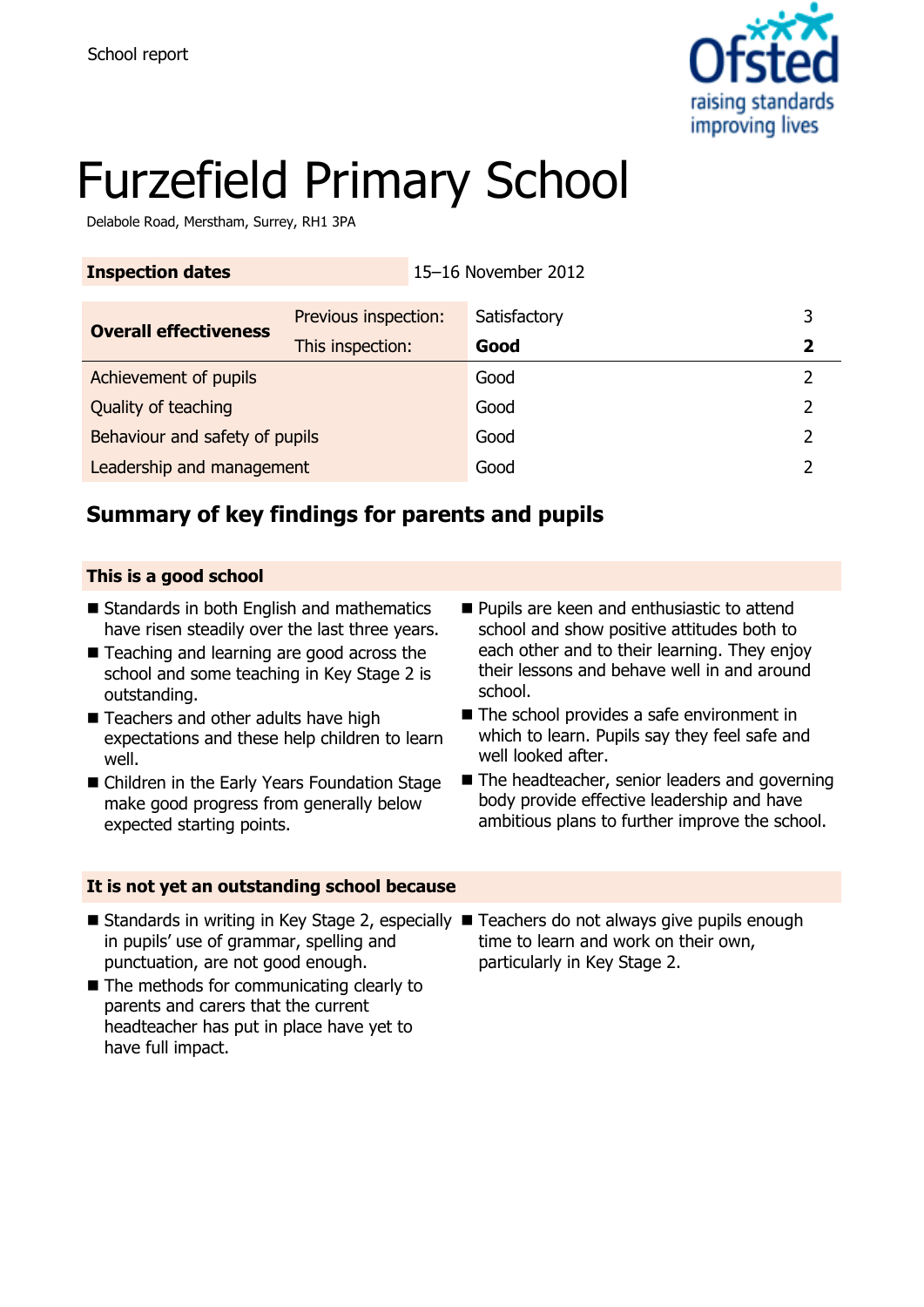School report

# Furzefield Primary School

Delabole Road, Merstham, Surrey, RH1 3PA

| Inspection dates | 15–16 November 2012 | |
|---|---|---|

| Overall effectiveness | Previous inspection: | Satisfactory | 3 |
|---|---|---|---|
| | This inspection: | **Good** | **2** |
| Achievement of pupils | | Good | 2 |
| Quality of teaching | | Good | 2 |
| Behaviour and safety of pupils | | Good | 2 |
| Leadership and management | | Good | 2 |

## Summary of key findings for parents and pupils

### This is a good school

- Standards in both English and mathematics have risen steadily over the last three years.
- Teaching and learning are good across the school and some teaching in Key Stage 2 is outstanding.
- Teachers and other adults have high expectations and these help children to learn well.
- Children in the Early Years Foundation Stage make good progress from generally below expected starting points.
- Pupils are keen and enthusiastic to attend school and show positive attitudes both to each other and to their learning. They enjoy their lessons and behave well in and around school.
- The school provides a safe environment in which to learn. Pupils say they feel safe and well looked after.
- The headteacher, senior leaders and governing body provide effective leadership and have ambitious plans to further improve the school.

### It is not yet an outstanding school because

- Standards in writing in Key Stage 2, especially in pupils' use of grammar, spelling and punctuation, are not good enough.
- The methods for communicating clearly to parents and carers that the current headteacher has put in place have yet to have full impact.
- Teachers do not always give pupils enough time to learn and work on their own, particularly in Key Stage 2.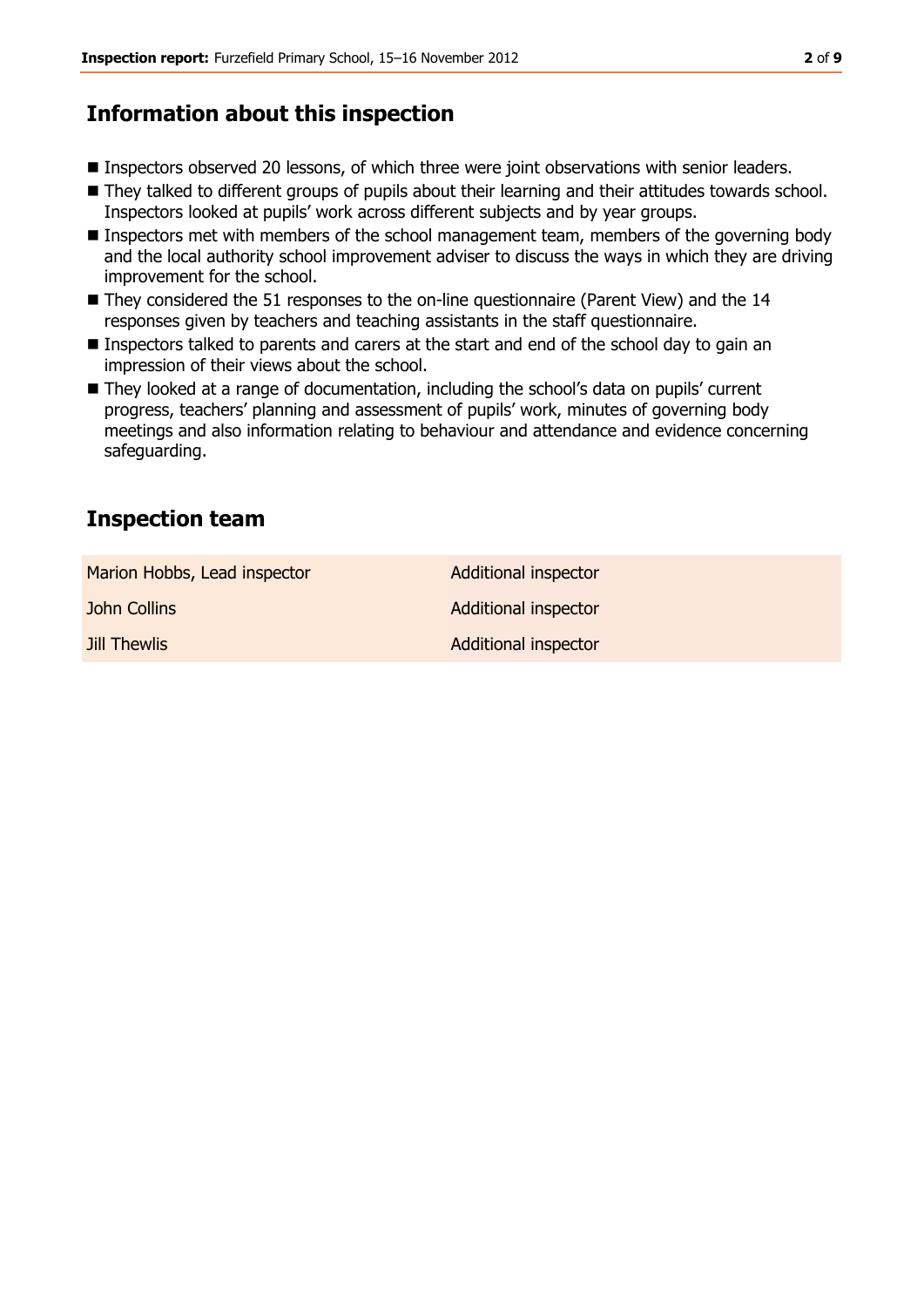## Information about this inspection

- Inspectors observed 20 lessons, of which three were joint observations with senior leaders.
- They talked to different groups of pupils about their learning and their attitudes towards school. Inspectors looked at pupils' work across different subjects and by year groups.
- Inspectors met with members of the school management team, members of the governing body and the local authority school improvement adviser to discuss the ways in which they are driving improvement for the school.
- They considered the 51 responses to the on-line questionnaire (Parent View) and the 14 responses given by teachers and teaching assistants in the staff questionnaire.
- Inspectors talked to parents and carers at the start and end of the school day to gain an impression of their views about the school.
- They looked at a range of documentation, including the school's data on pupils' current progress, teachers' planning and assessment of pupils' work, minutes of governing body meetings and also information relating to behaviour and attendance and evidence concerning safeguarding.

## Inspection team

| | |
|---|---|
| Marion Hobbs, Lead inspector | Additional inspector |
| John Collins | Additional inspector |
| Jill Thewlis | Additional inspector |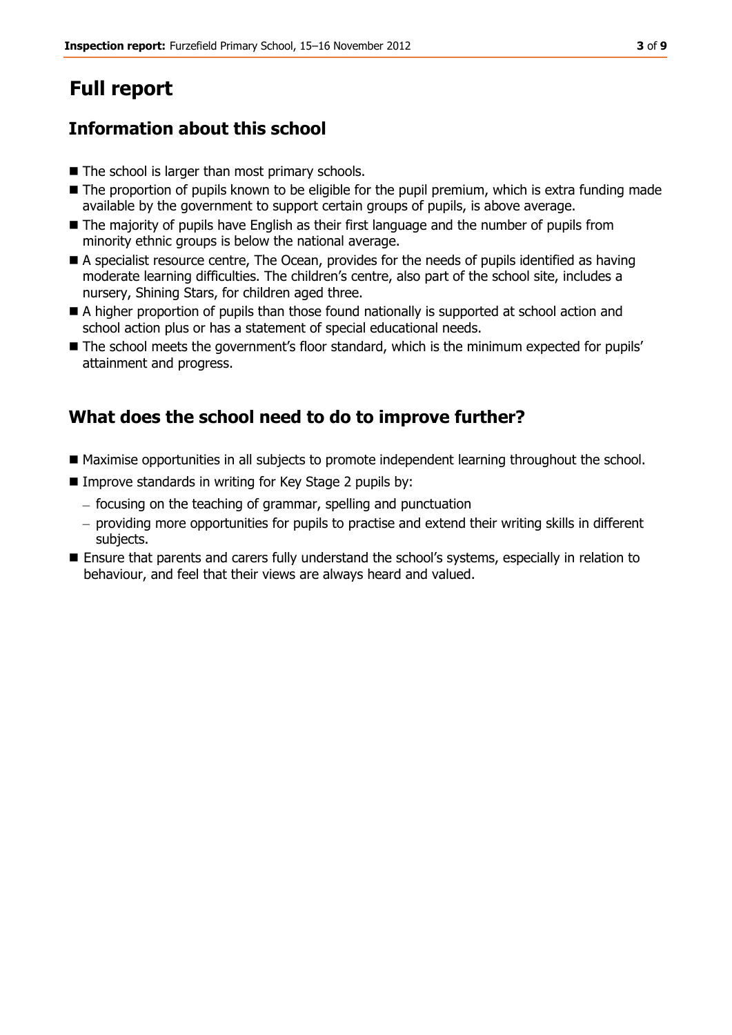# Full report

## Information about this school

- The school is larger than most primary schools.
- The proportion of pupils known to be eligible for the pupil premium, which is extra funding made available by the government to support certain groups of pupils, is above average.
- The majority of pupils have English as their first language and the number of pupils from minority ethnic groups is below the national average.
- A specialist resource centre, The Ocean, provides for the needs of pupils identified as having moderate learning difficulties. The children's centre, also part of the school site, includes a nursery, Shining Stars, for children aged three.
- A higher proportion of pupils than those found nationally is supported at school action and school action plus or has a statement of special educational needs.
- The school meets the government's floor standard, which is the minimum expected for pupils' attainment and progress.

## What does the school need to do to improve further?

- Maximise opportunities in all subjects to promote independent learning throughout the school.
- Improve standards in writing for Key Stage 2 pupils by:
  - focusing on the teaching of grammar, spelling and punctuation
  - providing more opportunities for pupils to practise and extend their writing skills in different subjects.
- Ensure that parents and carers fully understand the school's systems, especially in relation to behaviour, and feel that their views are always heard and valued.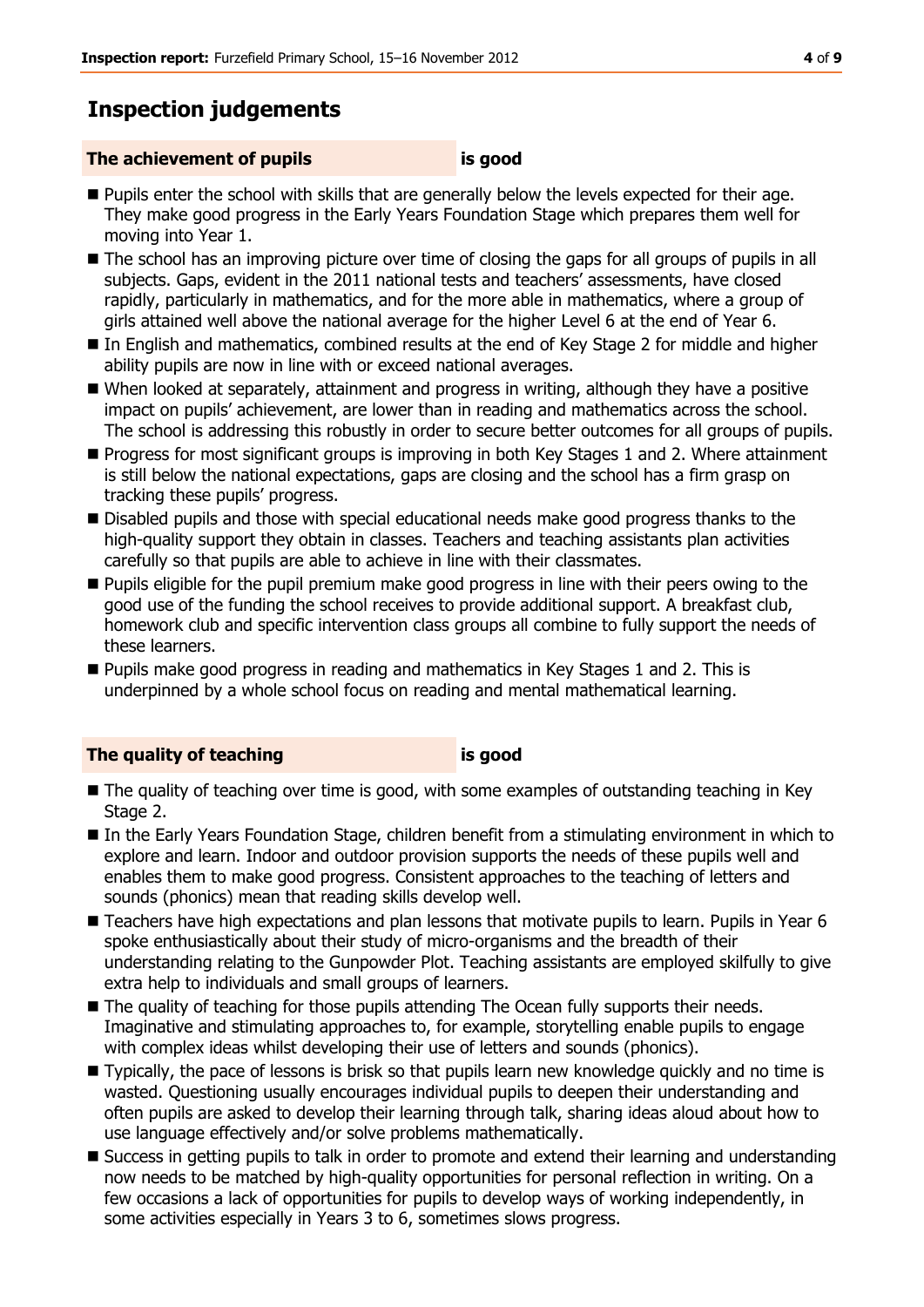## Inspection judgements

### The achievement of pupils is good

- Pupils enter the school with skills that are generally below the levels expected for their age. They make good progress in the Early Years Foundation Stage which prepares them well for moving into Year 1.
- The school has an improving picture over time of closing the gaps for all groups of pupils in all subjects. Gaps, evident in the 2011 national tests and teachers' assessments, have closed rapidly, particularly in mathematics, and for the more able in mathematics, where a group of girls attained well above the national average for the higher Level 6 at the end of Year 6.
- In English and mathematics, combined results at the end of Key Stage 2 for middle and higher ability pupils are now in line with or exceed national averages.
- When looked at separately, attainment and progress in writing, although they have a positive impact on pupils' achievement, are lower than in reading and mathematics across the school. The school is addressing this robustly in order to secure better outcomes for all groups of pupils.
- Progress for most significant groups is improving in both Key Stages 1 and 2. Where attainment is still below the national expectations, gaps are closing and the school has a firm grasp on tracking these pupils' progress.
- Disabled pupils and those with special educational needs make good progress thanks to the high-quality support they obtain in classes. Teachers and teaching assistants plan activities carefully so that pupils are able to achieve in line with their classmates.
- Pupils eligible for the pupil premium make good progress in line with their peers owing to the good use of the funding the school receives to provide additional support. A breakfast club, homework club and specific intervention class groups all combine to fully support the needs of these learners.
- Pupils make good progress in reading and mathematics in Key Stages 1 and 2. This is underpinned by a whole school focus on reading and mental mathematical learning.

### The quality of teaching is good

- The quality of teaching over time is good, with some examples of outstanding teaching in Key Stage 2.
- In the Early Years Foundation Stage, children benefit from a stimulating environment in which to explore and learn. Indoor and outdoor provision supports the needs of these pupils well and enables them to make good progress. Consistent approaches to the teaching of letters and sounds (phonics) mean that reading skills develop well.
- Teachers have high expectations and plan lessons that motivate pupils to learn. Pupils in Year 6 spoke enthusiastically about their study of micro-organisms and the breadth of their understanding relating to the Gunpowder Plot. Teaching assistants are employed skilfully to give extra help to individuals and small groups of learners.
- The quality of teaching for those pupils attending The Ocean fully supports their needs. Imaginative and stimulating approaches to, for example, storytelling enable pupils to engage with complex ideas whilst developing their use of letters and sounds (phonics).
- Typically, the pace of lessons is brisk so that pupils learn new knowledge quickly and no time is wasted. Questioning usually encourages individual pupils to deepen their understanding and often pupils are asked to develop their learning through talk, sharing ideas aloud about how to use language effectively and/or solve problems mathematically.
- Success in getting pupils to talk in order to promote and extend their learning and understanding now needs to be matched by high-quality opportunities for personal reflection in writing. On a few occasions a lack of opportunities for pupils to develop ways of working independently, in some activities especially in Years 3 to 6, sometimes slows progress.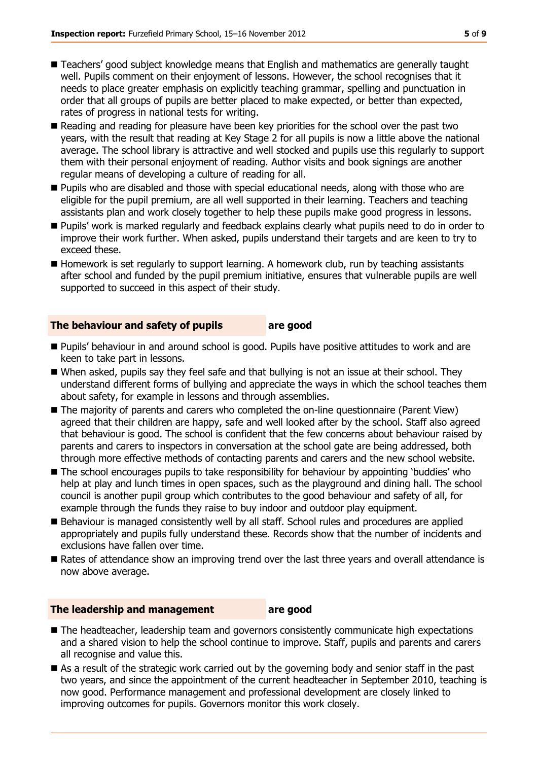- Teachers' good subject knowledge means that English and mathematics are generally taught well. Pupils comment on their enjoyment of lessons. However, the school recognises that it needs to place greater emphasis on explicitly teaching grammar, spelling and punctuation in order that all groups of pupils are better placed to make expected, or better than expected, rates of progress in national tests for writing.
- Reading and reading for pleasure have been key priorities for the school over the past two years, with the result that reading at Key Stage 2 for all pupils is now a little above the national average. The school library is attractive and well stocked and pupils use this regularly to support them with their personal enjoyment of reading. Author visits and book signings are another regular means of developing a culture of reading for all.
- Pupils who are disabled and those with special educational needs, along with those who are eligible for the pupil premium, are all well supported in their learning. Teachers and teaching assistants plan and work closely together to help these pupils make good progress in lessons.
- Pupils' work is marked regularly and feedback explains clearly what pupils need to do in order to improve their work further. When asked, pupils understand their targets and are keen to try to exceed these.
- Homework is set regularly to support learning. A homework club, run by teaching assistants after school and funded by the pupil premium initiative, ensures that vulnerable pupils are well supported to succeed in this aspect of their study.

### The behaviour and safety of pupils are good

- Pupils' behaviour in and around school is good. Pupils have positive attitudes to work and are keen to take part in lessons.
- When asked, pupils say they feel safe and that bullying is not an issue at their school. They understand different forms of bullying and appreciate the ways in which the school teaches them about safety, for example in lessons and through assemblies.
- The majority of parents and carers who completed the on-line questionnaire (Parent View) agreed that their children are happy, safe and well looked after by the school. Staff also agreed that behaviour is good. The school is confident that the few concerns about behaviour raised by parents and carers to inspectors in conversation at the school gate are being addressed, both through more effective methods of contacting parents and carers and the new school website.
- The school encourages pupils to take responsibility for behaviour by appointing 'buddies' who help at play and lunch times in open spaces, such as the playground and dining hall. The school council is another pupil group which contributes to the good behaviour and safety of all, for example through the funds they raise to buy indoor and outdoor play equipment.
- Behaviour is managed consistently well by all staff. School rules and procedures are applied appropriately and pupils fully understand these. Records show that the number of incidents and exclusions have fallen over time.
- Rates of attendance show an improving trend over the last three years and overall attendance is now above average.

### The leadership and management are good

- The headteacher, leadership team and governors consistently communicate high expectations and a shared vision to help the school continue to improve. Staff, pupils and parents and carers all recognise and value this.
- As a result of the strategic work carried out by the governing body and senior staff in the past two years, and since the appointment of the current headteacher in September 2010, teaching is now good. Performance management and professional development are closely linked to improving outcomes for pupils. Governors monitor this work closely.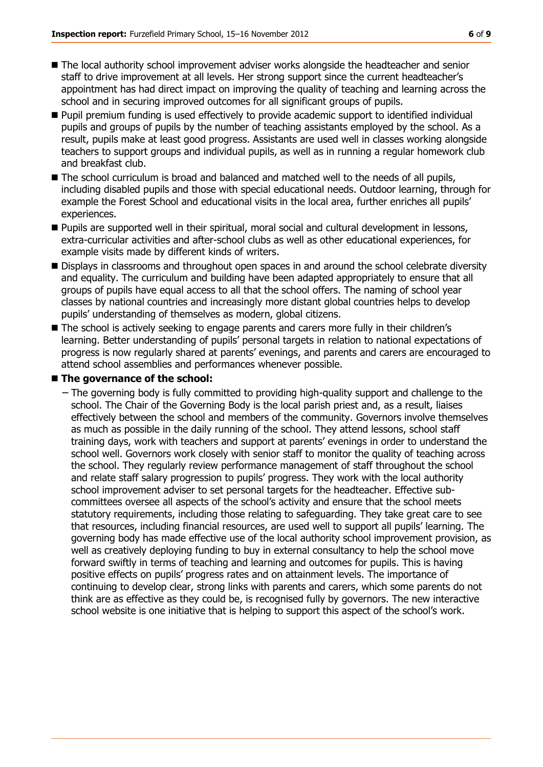- The local authority school improvement adviser works alongside the headteacher and senior staff to drive improvement at all levels. Her strong support since the current headteacher's appointment has had direct impact on improving the quality of teaching and learning across the school and in securing improved outcomes for all significant groups of pupils.
- Pupil premium funding is used effectively to provide academic support to identified individual pupils and groups of pupils by the number of teaching assistants employed by the school. As a result, pupils make at least good progress. Assistants are used well in classes working alongside teachers to support groups and individual pupils, as well as in running a regular homework club and breakfast club.
- The school curriculum is broad and balanced and matched well to the needs of all pupils, including disabled pupils and those with special educational needs. Outdoor learning, through for example the Forest School and educational visits in the local area, further enriches all pupils' experiences.
- Pupils are supported well in their spiritual, moral social and cultural development in lessons, extra-curricular activities and after-school clubs as well as other educational experiences, for example visits made by different kinds of writers.
- Displays in classrooms and throughout open spaces in and around the school celebrate diversity and equality. The curriculum and building have been adapted appropriately to ensure that all groups of pupils have equal access to all that the school offers. The naming of school year classes by national countries and increasingly more distant global countries helps to develop pupils' understanding of themselves as modern, global citizens.
- The school is actively seeking to engage parents and carers more fully in their children's learning. Better understanding of pupils' personal targets in relation to national expectations of progress is now regularly shared at parents' evenings, and parents and carers are encouraged to attend school assemblies and performances whenever possible.
- **The governance of the school:**
  - The governing body is fully committed to providing high-quality support and challenge to the school. The Chair of the Governing Body is the local parish priest and, as a result, liaises effectively between the school and members of the community. Governors involve themselves as much as possible in the daily running of the school. They attend lessons, school staff training days, work with teachers and support at parents' evenings in order to understand the school well. Governors work closely with senior staff to monitor the quality of teaching across the school. They regularly review performance management of staff throughout the school and relate staff salary progression to pupils' progress. They work with the local authority school improvement adviser to set personal targets for the headteacher. Effective sub-committees oversee all aspects of the school's activity and ensure that the school meets statutory requirements, including those relating to safeguarding. They take great care to see that resources, including financial resources, are used well to support all pupils' learning. The governing body has made effective use of the local authority school improvement provision, as well as creatively deploying funding to buy in external consultancy to help the school move forward swiftly in terms of teaching and learning and outcomes for pupils. This is having positive effects on pupils' progress rates and on attainment levels. The importance of continuing to develop clear, strong links with parents and carers, which some parents do not think are as effective as they could be, is recognised fully by governors. The new interactive school website is one initiative that is helping to support this aspect of the school's work.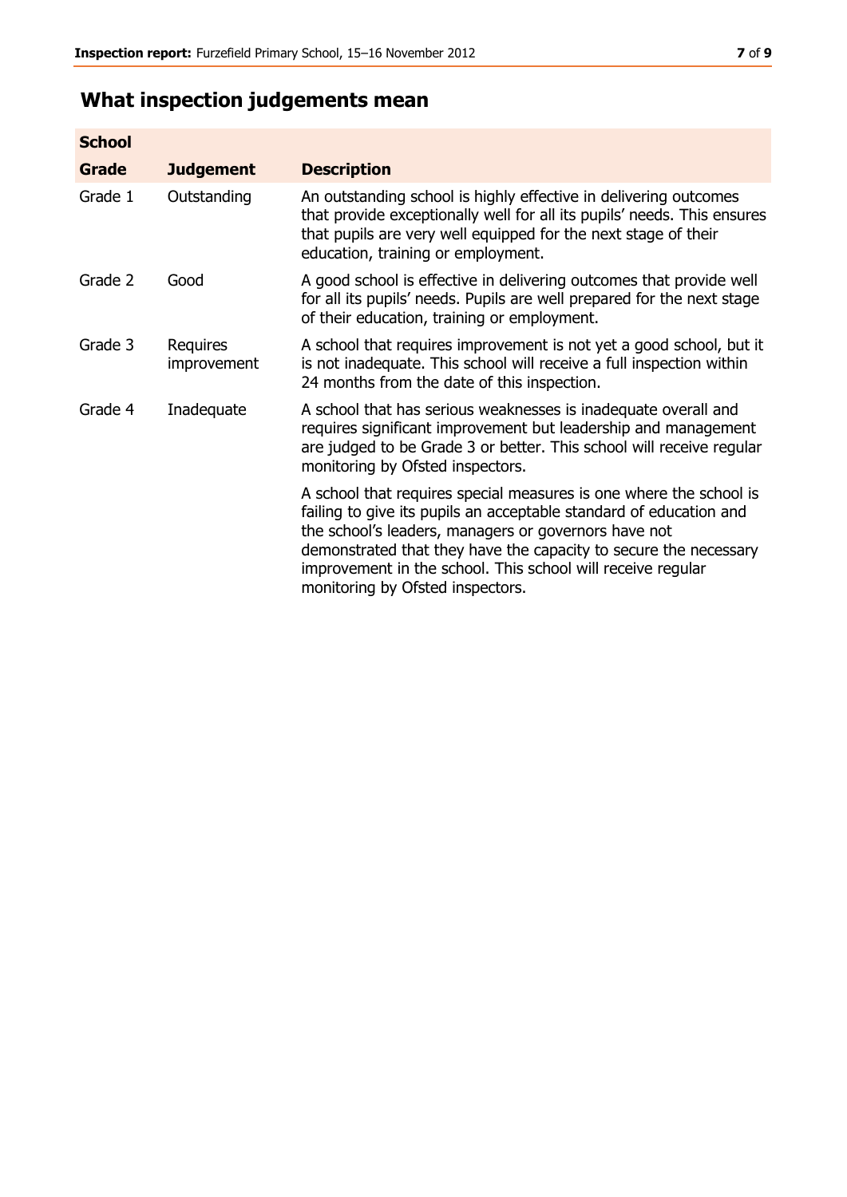## What inspection judgements mean

| School Grade | Judgement | Description |
|---|---|---|
| Grade 1 | Outstanding | An outstanding school is highly effective in delivering outcomes that provide exceptionally well for all its pupils' needs. This ensures that pupils are very well equipped for the next stage of their education, training or employment. |
| Grade 2 | Good | A good school is effective in delivering outcomes that provide well for all its pupils' needs. Pupils are well prepared for the next stage of their education, training or employment. |
| Grade 3 | Requires improvement | A school that requires improvement is not yet a good school, but it is not inadequate. This school will receive a full inspection within 24 months from the date of this inspection. |
| Grade 4 | Inadequate | A school that has serious weaknesses is inadequate overall and requires significant improvement but leadership and management are judged to be Grade 3 or better. This school will receive regular monitoring by Ofsted inspectors. |
| | | A school that requires special measures is one where the school is failing to give its pupils an acceptable standard of education and the school's leaders, managers or governors have not demonstrated that they have the capacity to secure the necessary improvement in the school. This school will receive regular monitoring by Ofsted inspectors. |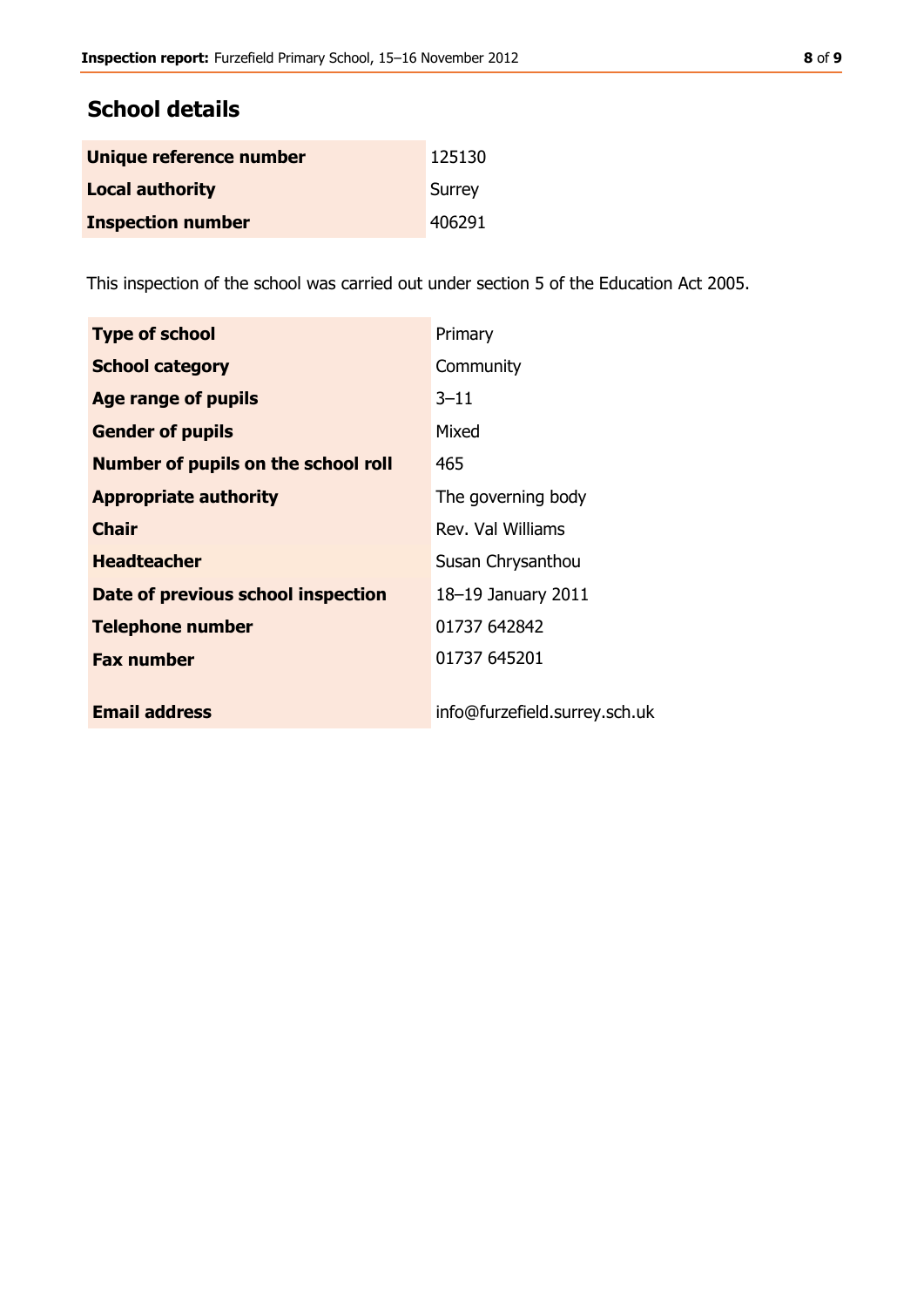## School details

| Unique reference number | 125130 |
|---|---|
| Local authority | Surrey |
| Inspection number | 406291 |

This inspection of the school was carried out under section 5 of the Education Act 2005.

| Type of school | Primary |
|---|---|
| School category | Community |
| Age range of pupils | 3–11 |
| Gender of pupils | Mixed |
| Number of pupils on the school roll | 465 |
| Appropriate authority | The governing body |
| Chair | Rev. Val Williams |
| Headteacher | Susan Chrysanthou |
| Date of previous school inspection | 18–19 January 2011 |
| Telephone number | 01737 642842 |
| Fax number | 01737 645201 |
| Email address | info@furzefield.surrey.sch.uk |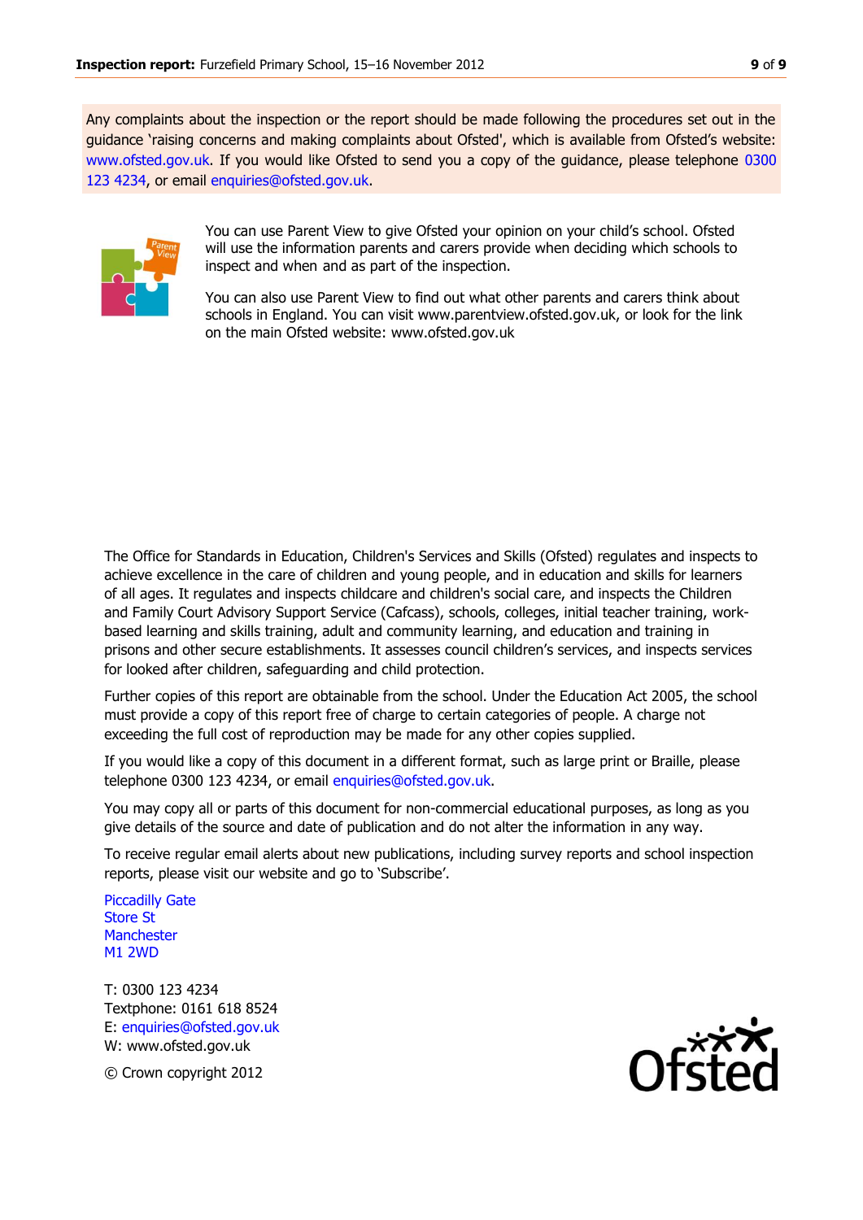Any complaints about the inspection or the report should be made following the procedures set out in the guidance 'raising concerns and making complaints about Ofsted', which is available from Ofsted's website: www.ofsted.gov.uk. If you would like Ofsted to send you a copy of the guidance, please telephone 0300 123 4234, or email enquiries@ofsted.gov.uk.

You can use Parent View to give Ofsted your opinion on your child's school. Ofsted will use the information parents and carers provide when deciding which schools to inspect and when and as part of the inspection.

You can also use Parent View to find out what other parents and carers think about schools in England. You can visit www.parentview.ofsted.gov.uk, or look for the link on the main Ofsted website: www.ofsted.gov.uk

The Office for Standards in Education, Children's Services and Skills (Ofsted) regulates and inspects to achieve excellence in the care of children and young people, and in education and skills for learners of all ages. It regulates and inspects childcare and children's social care, and inspects the Children and Family Court Advisory Support Service (Cafcass), schools, colleges, initial teacher training, work-based learning and skills training, adult and community learning, and education and training in prisons and other secure establishments. It assesses council children's services, and inspects services for looked after children, safeguarding and child protection.

Further copies of this report are obtainable from the school. Under the Education Act 2005, the school must provide a copy of this report free of charge to certain categories of people. A charge not exceeding the full cost of reproduction may be made for any other copies supplied.

If you would like a copy of this document in a different format, such as large print or Braille, please telephone 0300 123 4234, or email enquiries@ofsted.gov.uk.

You may copy all or parts of this document for non-commercial educational purposes, as long as you give details of the source and date of publication and do not alter the information in any way.

To receive regular email alerts about new publications, including survey reports and school inspection reports, please visit our website and go to 'Subscribe'.

Piccadilly Gate
Store St
Manchester
M1 2WD

T: 0300 123 4234
Textphone: 0161 618 8524
E: enquiries@ofsted.gov.uk
W: www.ofsted.gov.uk

© Crown copyright 2012